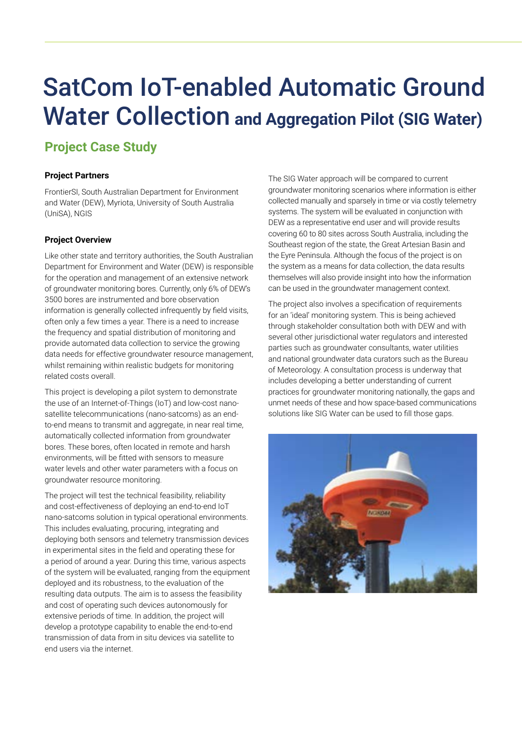# SatCom IoT-enabled Automatic Ground Water Collection and Aggregation Pilot (SIG Water)

## Project Case Study

### Project Partners

FrontierSI, South Australian Department for Environment and Water (DEW), Myriota, University of South Australia (UniSA), NGIS

### Project Overview

Like other state and territory authorities, the South Australian Department for Environment and Water (DEW) is responsible for the operation and management of an extensive network of groundwater monitoring bores. Currently, only 6% of DEW's 3500 bores are instrumented and bore observation information is generally collected infrequently by field visits, often only a few times a year. There is a need to increase the frequency and spatial distribution of monitoring and provide automated data collection to service the growing data needs for effective groundwater resource management, whilst remaining within realistic budgets for monitoring related costs overall.

This project is developing a pilot system to demonstrate the use of an Internet-of-Things (IoT) and low-cost nano-satellite telecommunications (nano-satcoms) as an end-to-end means to transmit and aggregate, in near real time, automatically collected information from groundwater bores. These bores, often located in remote and harsh environments, will be fitted with sensors to measure water levels and other water parameters with a focus on groundwater resource monitoring.

The project will test the technical feasibility, reliability and cost-effectiveness of deploying an end-to-end IoT nano-satcoms solution in typical operational environments. This includes evaluating, procuring, integrating and deploying both sensors and telemetry transmission devices in experimental sites in the field and operating these for a period of around a year. During this time, various aspects of the system will be evaluated, ranging from the equipment deployed and its robustness, to the evaluation of the resulting data outputs. The aim is to assess the feasibility and cost of operating such devices autonomously for extensive periods of time. In addition, the project will develop a prototype capability to enable the end-to-end transmission of data from in situ devices via satellite to end users via the internet.

The SIG Water approach will be compared to current groundwater monitoring scenarios where information is either collected manually and sparsely in time or via costly telemetry systems. The system will be evaluated in conjunction with DEW as a representative end user and will provide results covering 60 to 80 sites across South Australia, including the Southeast region of the state, the Great Artesian Basin and the Eyre Peninsula. Although the focus of the project is on the system as a means for data collection, the data results themselves will also provide insight into how the information can be used in the groundwater management context.

The project also involves a specification of requirements for an 'ideal' monitoring system. This is being achieved through stakeholder consultation both with DEW and with several other jurisdictional water regulators and interested parties such as groundwater consultants, water utilities and national groundwater data curators such as the Bureau of Meteorology. A consultation process is underway that includes developing a better understanding of current practices for groundwater monitoring nationally, the gaps and unmet needs of these and how space-based communications solutions like SIG Water can be used to fill those gaps.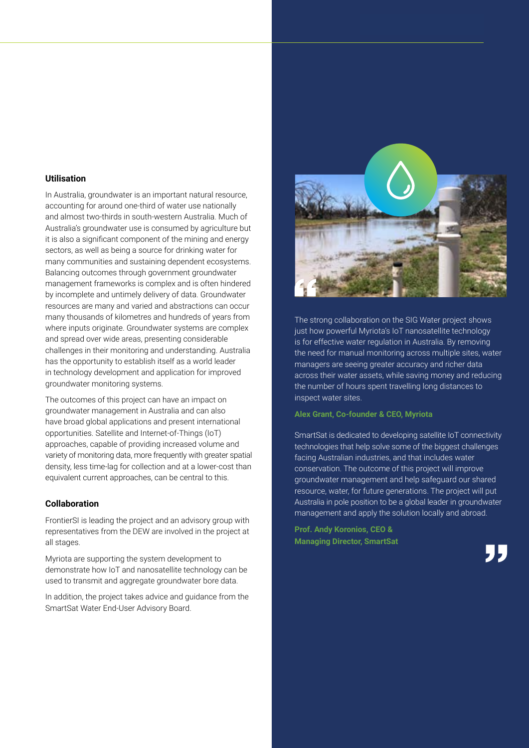### Utilisation

In Australia, groundwater is an important natural resource, accounting for around one-third of water use nationally and almost two-thirds in south-western Australia. Much of Australia's groundwater use is consumed by agriculture but it is also a significant component of the mining and energy sectors, as well as being a source for drinking water for many communities and sustaining dependent ecosystems. Balancing outcomes through government groundwater management frameworks is complex and is often hindered by incomplete and untimely delivery of data. Groundwater resources are many and varied and abstractions can occur many thousands of kilometres and hundreds of years from where inputs originate. Groundwater systems are complex and spread over wide areas, presenting considerable challenges in their monitoring and understanding. Australia has the opportunity to establish itself as a world leader in technology development and application for improved groundwater monitoring systems.

The outcomes of this project can have an impact on groundwater management in Australia and can also have broad global applications and present international opportunities. Satellite and Internet-of-Things (IoT) approaches, capable of providing increased volume and variety of monitoring data, more frequently with greater spatial density, less time-lag for collection and at a lower-cost than equivalent current approaches, can be central to this.

### Collaboration

FrontierSI is leading the project and an advisory group with representatives from the DEW are involved in the project at all stages.

Myriota are supporting the system development to demonstrate how IoT and nanosatellite technology can be used to transmit and aggregate groundwater bore data.

In addition, the project takes advice and guidance from the SmartSat Water End-User Advisory Board.

> "The strong collaboration on the SIG Water project shows just how powerful Myriota's IoT nanosatellite technology is for effective water regulation in Australia. By removing the need for manual monitoring across multiple sites, water managers are seeing greater accuracy and richer data across their water assets, while saving money and reducing the number of hours spent travelling long distances to inspect water sites.
>
> **Alex Grant, Co-founder & CEO, Myriota**
>
> SmartSat is dedicated to developing satellite IoT connectivity technologies that help solve some of the biggest challenges facing Australian industries, and that includes water conservation. The outcome of this project will improve groundwater management and help safeguard our shared resource, water, for future generations. The project will put Australia in pole position to be a global leader in groundwater management and apply the solution locally and abroad.
>
> **Prof. Andy Koronios, CEO & Managing Director, SmartSat**"